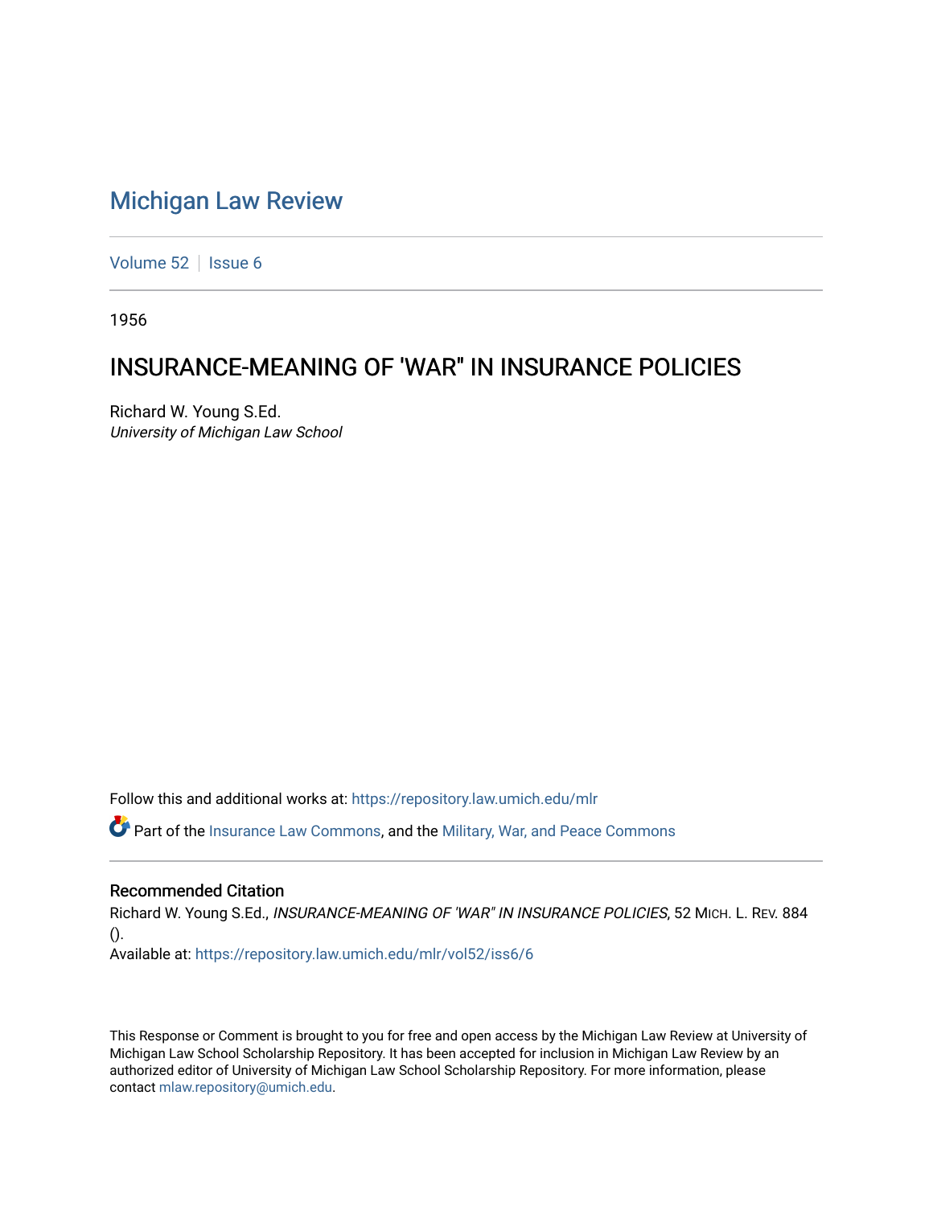# Michigan Law Review

Volume 52 | Issue 6

1956

## INSURANCE-MEANING OF 'WAR" IN INSURANCE POLICIES

Richard W. Young S.Ed.
*University of Michigan Law School*

Follow this and additional works at: https://repository.law.umich.edu/mlr

Part of the Insurance Law Commons, and the Military, War, and Peace Commons

### Recommended Citation

Richard W. Young S.Ed., *INSURANCE-MEANING OF 'WAR" IN INSURANCE POLICIES*, 52 MICH. L. REV. 884 ().
Available at: https://repository.law.umich.edu/mlr/vol52/iss6/6

This Response or Comment is brought to you for free and open access by the Michigan Law Review at University of Michigan Law School Scholarship Repository. It has been accepted for inclusion in Michigan Law Review by an authorized editor of University of Michigan Law School Scholarship Repository. For more information, please contact mlaw.repository@umich.edu.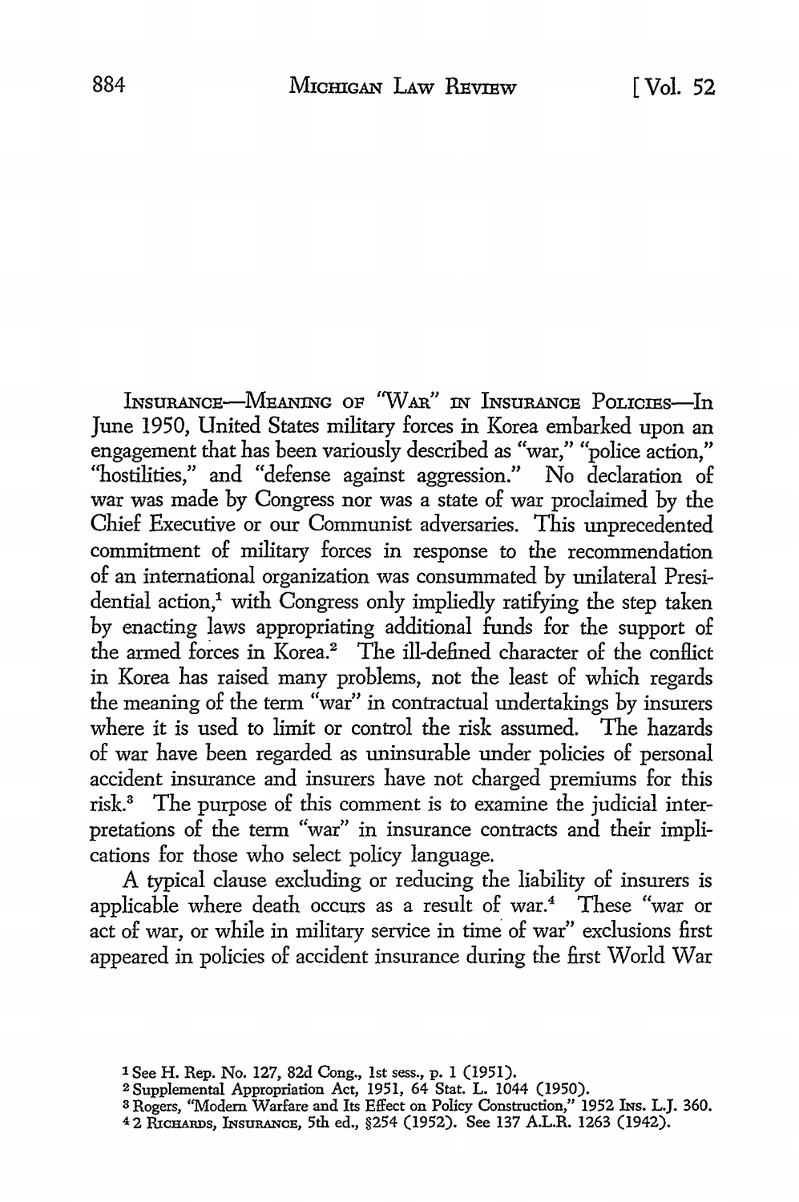INSURANCE—MEANING OF "WAR" IN INSURANCE POLICIES—In June 1950, United States military forces in Korea embarked upon an engagement that has been variously described as "war," "police action," "hostilities," and "defense against aggression." No declaration of war was made by Congress nor was a state of war proclaimed by the Chief Executive or our Communist adversaries. This unprecedented commitment of military forces in response to the recommendation of an international organization was consummated by unilateral Presidential action,[1] with Congress only impliedly ratifying the step taken by enacting laws appropriating additional funds for the support of the armed forces in Korea.[2] The ill-defined character of the conflict in Korea has raised many problems, not the least of which regards the meaning of the term "war" in contractual undertakings by insurers where it is used to limit or control the risk assumed. The hazards of war have been regarded as uninsurable under policies of personal accident insurance and insurers have not charged premiums for this risk.[3] The purpose of this comment is to examine the judicial interpretations of the term "war" in insurance contracts and their implications for those who select policy language.

A typical clause excluding or reducing the liability of insurers is applicable where death occurs as a result of war.[4] These "war or act of war, or while in military service in time of war" exclusions first appeared in policies of accident insurance during the first World War

[1] See H. Rep. No. 127, 82d Cong., 1st sess., p. 1 (1951).

[2] Supplemental Appropriation Act, 1951, 64 Stat. L. 1044 (1950).

[3] Rogers, "Modern Warfare and Its Effect on Policy Construction," 1952 INS. L.J. 360.

[4] 2 RICHARDS, INSURANCE, 5th ed., §254 (1952). See 137 A.L.R. 1263 (1942).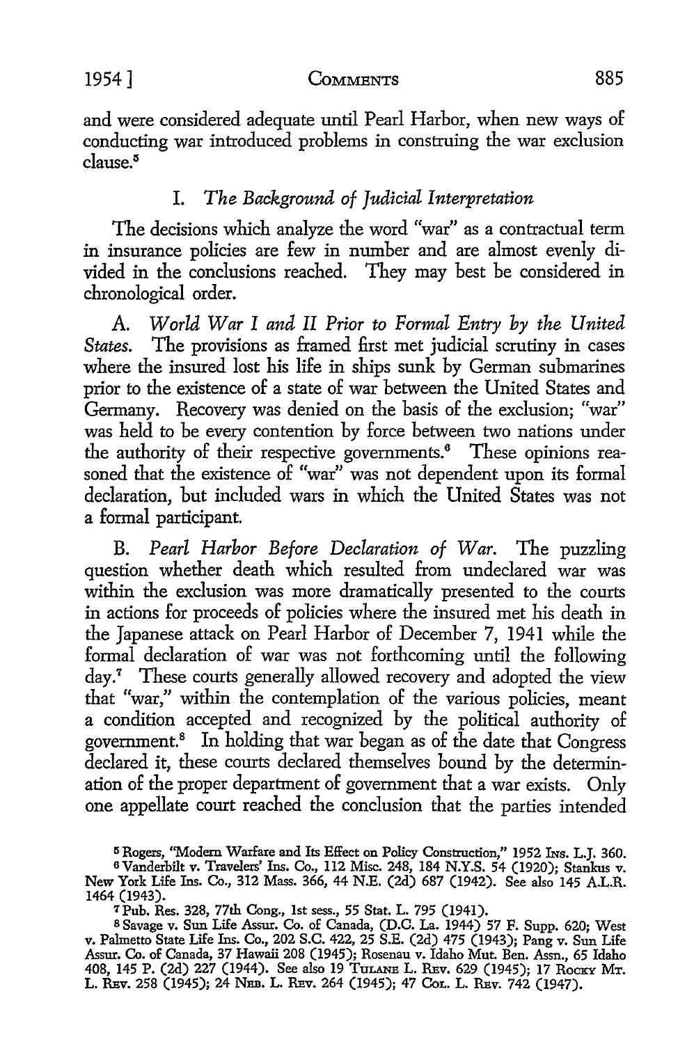and were considered adequate until Pearl Harbor, when new ways of conducting war introduced problems in construing the war exclusion clause.[5]

## I. *The Background of Judicial Interpretation*

The decisions which analyze the word "war" as a contractual term in insurance policies are few in number and are almost evenly divided in the conclusions reached. They may best be considered in chronological order.

A. *World War I and II Prior to Formal Entry by the United States.* The provisions as framed first met judicial scrutiny in cases where the insured lost his life in ships sunk by German submarines prior to the existence of a state of war between the United States and Germany. Recovery was denied on the basis of the exclusion; "war" was held to be every contention by force between two nations under the authority of their respective governments.[6] These opinions reasoned that the existence of "war" was not dependent upon its formal declaration, but included wars in which the United States was not a formal participant.

B. *Pearl Harbor Before Declaration of War.* The puzzling question whether death which resulted from undeclared war was within the exclusion was more dramatically presented to the courts in actions for proceeds of policies where the insured met his death in the Japanese attack on Pearl Harbor of December 7, 1941 while the formal declaration of war was not forthcoming until the following day.[7] These courts generally allowed recovery and adopted the view that "war," within the contemplation of the various policies, meant a condition accepted and recognized by the political authority of government.[8] In holding that war began as of the date that Congress declared it, these courts declared themselves bound by the determination of the proper department of government that a war exists. Only one appellate court reached the conclusion that the parties intended

[5] Rogers, "Modern Warfare and Its Effect on Policy Construction," 1952 Ins. L.J. 360.

[6] Vanderbilt v. Travelers' Ins. Co., 112 Misc. 248, 184 N.Y.S. 54 (1920); Stankus v. New York Life Ins. Co., 312 Mass. 366, 44 N.E. (2d) 687 (1942). See also 145 A.L.R. 1464 (1943).

[7] Pub. Res. 328, 77th Cong., 1st sess., 55 Stat. L. 795 (1941).

[8] Savage v. Sun Life Assur. Co. of Canada, (D.C. La. 1944) 57 F. Supp. 620; West v. Palmetto State Life Ins. Co., 202 S.C. 422, 25 S.E. (2d) 475 (1943); Pang v. Sun Life Assur. Co. of Canada, 37 Hawaii 208 (1945); Rosenau v. Idaho Mut. Ben. Assn., 65 Idaho 408, 145 P. (2d) 227 (1944). See also 19 Tulane L. Rev. 629 (1945); 17 Rocky Mt. L. Rev. 258 (1945); 24 Neb. L. Rev. 264 (1945); 47 Col. L. Rev. 742 (1947).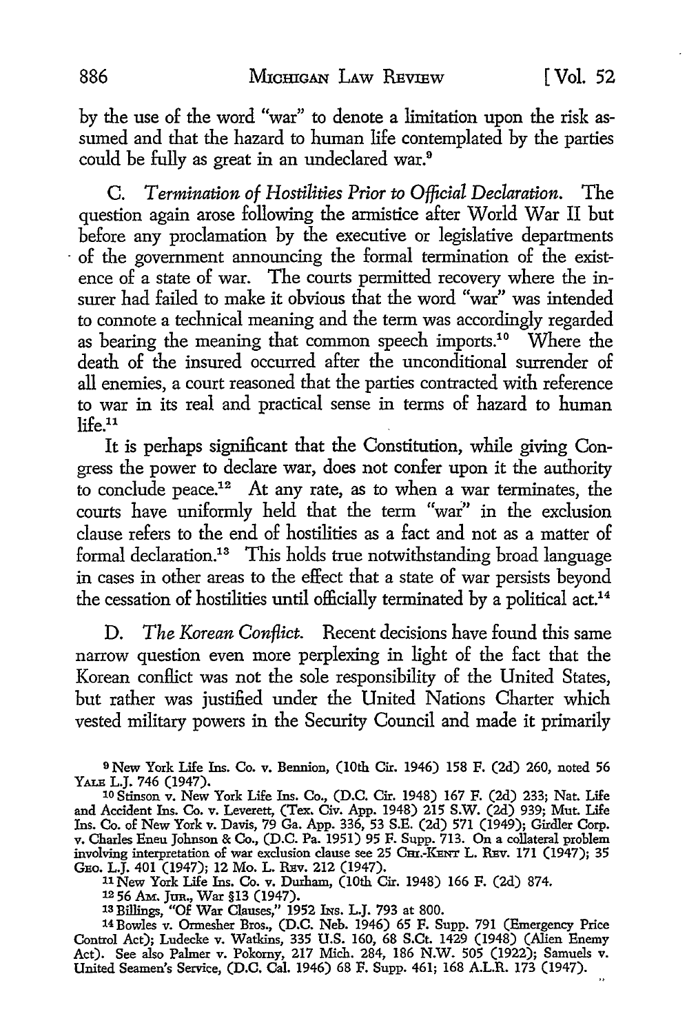by the use of the word "war" to denote a limitation upon the risk assumed and that the hazard to human life contemplated by the parties could be fully as great in an undeclared war.[9]

C. *Termination of Hostilities Prior to Official Declaration.* The question again arose following the armistice after World War II but before any proclamation by the executive or legislative departments of the government announcing the formal termination of the existence of a state of war. The courts permitted recovery where the insurer had failed to make it obvious that the word "war" was intended to connote a technical meaning and the term was accordingly regarded as bearing the meaning that common speech imports.[10] Where the death of the insured occurred after the unconditional surrender of all enemies, a court reasoned that the parties contracted with reference to war in its real and practical sense in terms of hazard to human life.[11]

It is perhaps significant that the Constitution, while giving Congress the power to declare war, does not confer upon it the authority to conclude peace.[12] At any rate, as to when a war terminates, the courts have uniformly held that the term "war" in the exclusion clause refers to the end of hostilities as a fact and not as a matter of formal declaration.[13] This holds true notwithstanding broad language in cases in other areas to the effect that a state of war persists beyond the cessation of hostilities until officially terminated by a political act.[14]

D. *The Korean Conflict.* Recent decisions have found this same narrow question even more perplexing in light of the fact that the Korean conflict was not the sole responsibility of the United States, but rather was justified under the United Nations Charter which vested military powers in the Security Council and made it primarily

---

[9] New York Life Ins. Co. v. Bennion, (10th Cir. 1946) 158 F. (2d) 260, noted 56 YALE L.J. 746 (1947).

[10] Stinson v. New York Life Ins. Co., (D.C. Cir. 1948) 167 F. (2d) 233; Nat. Life and Accident Ins. Co. v. Leverett, (Tex. Civ. App. 1948) 215 S.W. (2d) 939; Mut. Life Ins. Co. of New York v. Davis, 79 Ga. App. 336, 53 S.E. (2d) 571 (1949); Girdler Corp. v. Charles Eneu Johnson & Co., (D.C. Pa. 1951) 95 F. Supp. 713. On a collateral problem involving interpretation of war exclusion clause see 25 CHI.-KENT L. REV. 171 (1947); 35 GEO. L.J. 401 (1947); 12 MO. L. REV. 212 (1947).

[11] New York Life Ins. Co. v. Durham, (10th Cir. 1948) 166 F. (2d) 874.

[12] 56 AM. JUR., War §13 (1947).

[13] Billings, "Of War Clauses," 1952 INS. L.J. 793 at 800.

[14] Bowles v. Ormesher Bros., (D.C. Neb. 1946) 65 F. Supp. 791 (Emergency Price Control Act); Ludecke v. Watkins, 335 U.S. 160, 68 S.Ct. 1429 (1948) (Alien Enemy Act). See also Palmer v. Pokorny, 217 Mich. 284, 186 N.W. 505 (1922); Samuels v. United Seamen's Service, (D.C. Cal. 1946) 68 F. Supp. 461; 168 A.L.R. 173 (1947).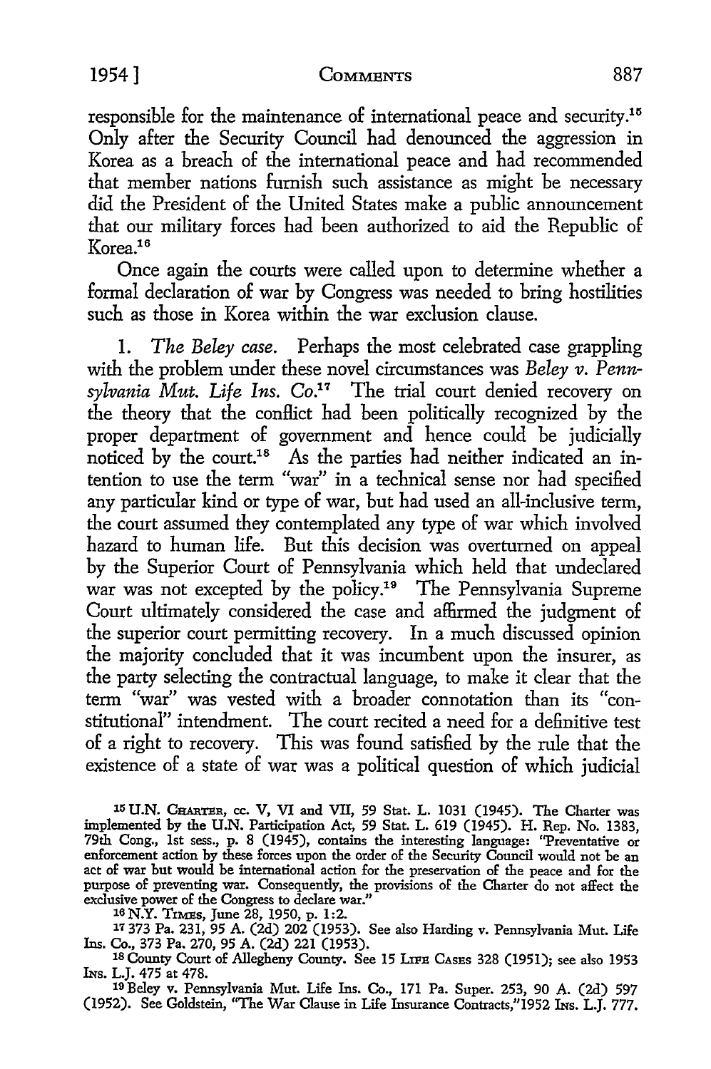responsible for the maintenance of international peace and security.[15] Only after the Security Council had denounced the aggression in Korea as a breach of the international peace and had recommended that member nations furnish such assistance as might be necessary did the President of the United States make a public announcement that our military forces had been authorized to aid the Republic of Korea.[16]

Once again the courts were called upon to determine whether a formal declaration of war by Congress was needed to bring hostilities such as those in Korea within the war exclusion clause.

1. *The Beley case.* Perhaps the most celebrated case grappling with the problem under these novel circumstances was *Beley v. Pennsylvania Mut. Life Ins. Co.*[17] The trial court denied recovery on the theory that the conflict had been politically recognized by the proper department of government and hence could be judicially noticed by the court.[18] As the parties had neither indicated an intention to use the term "war" in a technical sense nor had specified any particular kind or type of war, but had used an all-inclusive term, the court assumed they contemplated any type of war which involved hazard to human life. But this decision was overturned on appeal by the Superior Court of Pennsylvania which held that undeclared war was not excepted by the policy.[19] The Pennsylvania Supreme Court ultimately considered the case and affirmed the judgment of the superior court permitting recovery. In a much discussed opinion the majority concluded that it was incumbent upon the insurer, as the party selecting the contractual language, to make it clear that the term "war" was vested with a broader connotation than its "constitutional" intendment. The court recited a need for a definitive test of a right to recovery. This was found satisfied by the rule that the existence of a state of war was a political question of which judicial

[15] U.N. CHARTER, cc. V, VI and VII, 59 Stat. L. 1031 (1945). The Charter was implemented by the U.N. Participation Act, 59 Stat. L. 619 (1945). H. Rep. No. 1383, 79th Cong., 1st sess., p. 8 (1945), contains the interesting language: "Preventative or enforcement action by these forces upon the order of the Security Council would not be an act of war but would be international action for the preservation of the peace and for the purpose of preventing war. Consequently, the provisions of the Charter do not affect the exclusive power of the Congress to declare war."

[16] N.Y. TIMES, June 28, 1950, p. 1:2.

[17] 373 Pa. 231, 95 A. (2d) 202 (1953). See also Harding v. Pennsylvania Mut. Life Ins. Co., 373 Pa. 270, 95 A. (2d) 221 (1953).

[18] County Court of Allegheny County. See 15 LIFE CASES 328 (1951); see also 1953 INS. L.J. 475 at 478.

[19] Beley v. Pennsylvania Mut. Life Ins. Co., 171 Pa. Super. 253, 90 A. (2d) 597 (1952). See Goldstein, "The War Clause in Life Insurance Contracts," 1952 INS. L.J. 777.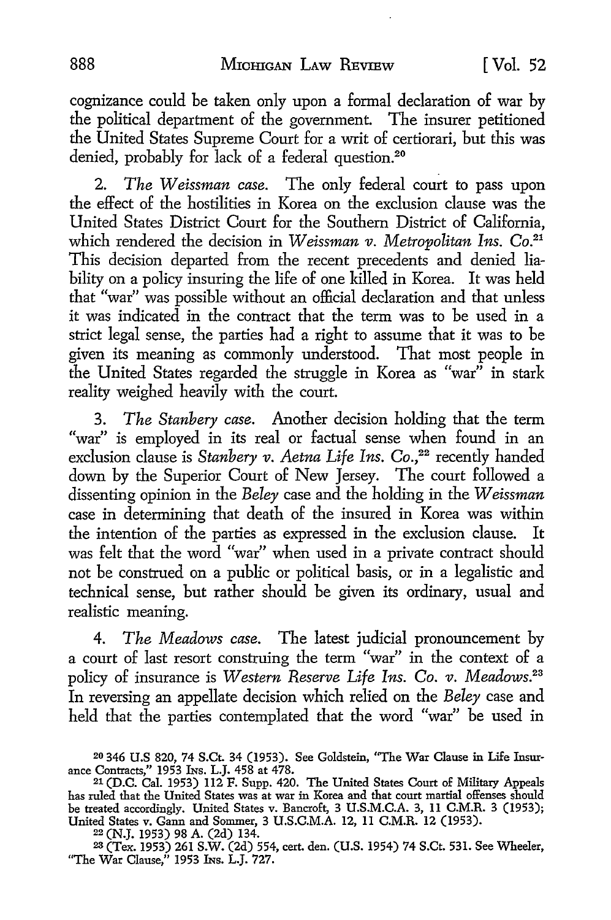cognizance could be taken only upon a formal declaration of war by the political department of the government. The insurer petitioned the United States Supreme Court for a writ of certiorari, but this was denied, probably for lack of a federal question.[20]

2. *The Weissman case.* The only federal court to pass upon the effect of the hostilities in Korea on the exclusion clause was the United States District Court for the Southern District of California, which rendered the decision in *Weissman v. Metropolitan Ins. Co.*[21] This decision departed from the recent precedents and denied liability on a policy insuring the life of one killed in Korea. It was held that "war" was possible without an official declaration and that unless it was indicated in the contract that the term was to be used in a strict legal sense, the parties had a right to assume that it was to be given its meaning as commonly understood. That most people in the United States regarded the struggle in Korea as "war" in stark reality weighed heavily with the court.

3. *The Stanbery case.* Another decision holding that the term "war" is employed in its real or factual sense when found in an exclusion clause is *Stanbery v. Aetna Life Ins. Co.*,[22] recently handed down by the Superior Court of New Jersey. The court followed a dissenting opinion in the *Beley* case and the holding in the *Weissman* case in determining that death of the insured in Korea was within the intention of the parties as expressed in the exclusion clause. It was felt that the word "war" when used in a private contract should not be construed on a public or political basis, or in a legalistic and technical sense, but rather should be given its ordinary, usual and realistic meaning.

4. *The Meadows case.* The latest judicial pronouncement by a court of last resort construing the term "war" in the context of a policy of insurance is *Western Reserve Life Ins. Co. v. Meadows.*[23] In reversing an appellate decision which relied on the *Beley* case and held that the parties contemplated that the word "war" be used in

---

[20] 346 U.S 820, 74 S.Ct. 34 (1953). See Goldstein, "The War Clause in Life Insurance Contracts," 1953 Ins. L.J. 458 at 478.

[21] (D.C. Cal. 1953) 112 F. Supp. 420. The United States Court of Military Appeals has ruled that the United States was at war in Korea and that court martial offenses should be treated accordingly. United States v. Bancroft, 3 U.S.M.C.A. 3, 11 C.M.R. 3 (1953); United States v. Gann and Sommer, 3 U.S.C.M.A. 12, 11 C.M.R. 12 (1953).

[22] (N.J. 1953) 98 A. (2d) 134.

[23] (Tex. 1953) 261 S.W. (2d) 554, cert. den. (U.S. 1954) 74 S.Ct. 531. See Wheeler, "The War Clause," 1953 Ins. L.J. 727.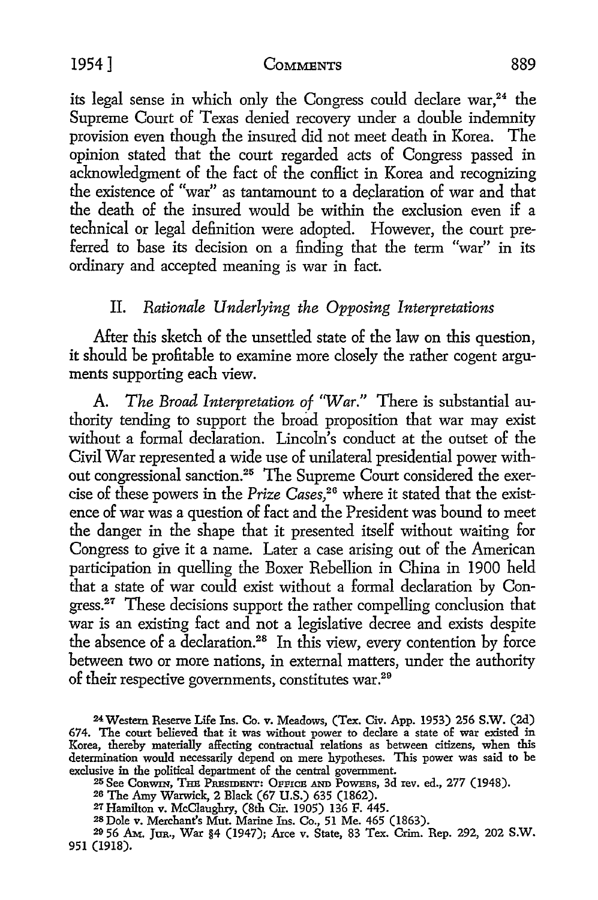its legal sense in which only the Congress could declare war,[24] the Supreme Court of Texas denied recovery under a double indemnity provision even though the insured did not meet death in Korea. The opinion stated that the court regarded acts of Congress passed in acknowledgment of the fact of the conflict in Korea and recognizing the existence of "war" as tantamount to a declaration of war and that the death of the insured would be within the exclusion even if a technical or legal definition were adopted. However, the court preferred to base its decision on a finding that the term "war" in its ordinary and accepted meaning is war in fact.

## II. *Rationale Underlying the Opposing Interpretations*

After this sketch of the unsettled state of the law on this question, it should be profitable to examine more closely the rather cogent arguments supporting each view.

A. *The Broad Interpretation of "War."* There is substantial authority tending to support the broad proposition that war may exist without a formal declaration. Lincoln's conduct at the outset of the Civil War represented a wide use of unilateral presidential power without congressional sanction.[25] The Supreme Court considered the exercise of these powers in the *Prize Cases*,[26] where it stated that the existence of war was a question of fact and the President was bound to meet the danger in the shape that it presented itself without waiting for Congress to give it a name. Later a case arising out of the American participation in quelling the Boxer Rebellion in China in 1900 held that a state of war could exist without a formal declaration by Congress.[27] These decisions support the rather compelling conclusion that war is an existing fact and not a legislative decree and exists despite the absence of a declaration.[28] In this view, every contention by force between two or more nations, in external matters, under the authority of their respective governments, constitutes war.[29]

---

[24] Western Reserve Life Ins. Co. v. Meadows, (Tex. Civ. App. 1953) 256 S.W. (2d) 674. The court believed that it was without power to declare a state of war existed in Korea, thereby materially affecting contractual relations as between citizens, when this determination would necessarily depend on mere hypotheses. This power was said to be exclusive in the political department of the central government.

[25] See CORWIN, THE PRESIDENT: OFFICE AND POWERS, 3d rev. ed., 277 (1948).

[26] The Amy Warwick, 2 Black (67 U.S.) 635 (1862).

[27] Hamilton v. McClaughry, (8th Cir. 1905) 136 F. 445.

[28] Dole v. Merchant's Mut. Marine Ins. Co., 51 Me. 465 (1863).

[29] 56 AM. JUR., War §4 (1947); Arce v. State, 83 Tex. Crim. Rep. 292, 202 S.W. 951 (1918).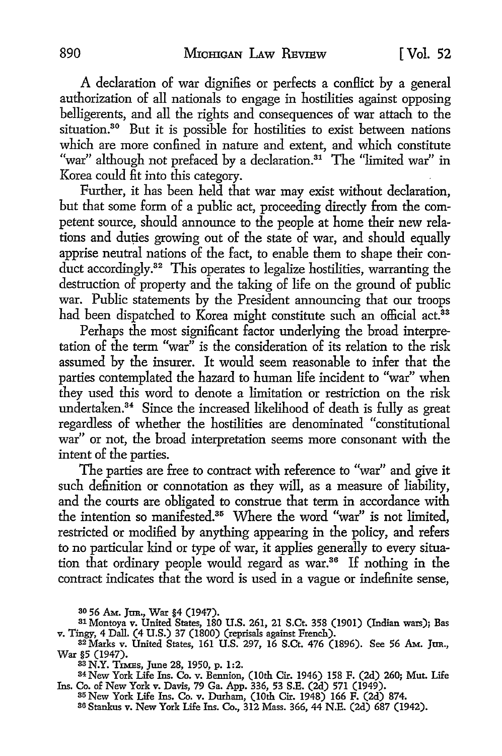A declaration of war dignifies or perfects a conflict by a general authorization of all nationals to engage in hostilities against opposing belligerents, and all the rights and consequences of war attach to the situation.[30] But it is possible for hostilities to exist between nations which are more confined in nature and extent, and which constitute "war" although not prefaced by a declaration.[31] The "limited war" in Korea could fit into this category.

Further, it has been held that war may exist without declaration, but that some form of a public act, proceeding directly from the competent source, should announce to the people at home their new relations and duties growing out of the state of war, and should equally apprise neutral nations of the fact, to enable them to shape their conduct accordingly.[32] This operates to legalize hostilities, warranting the destruction of property and the taking of life on the ground of public war. Public statements by the President announcing that our troops had been dispatched to Korea might constitute such an official act.[33]

Perhaps the most significant factor underlying the broad interpretation of the term "war" is the consideration of its relation to the risk assumed by the insurer. It would seem reasonable to infer that the parties contemplated the hazard to human life incident to "war" when they used this word to denote a limitation or restriction on the risk undertaken.[34] Since the increased likelihood of death is fully as great regardless of whether the hostilities are denominated "constitutional war" or not, the broad interpretation seems more consonant with the intent of the parties.

The parties are free to contract with reference to "war" and give it such definition or connotation as they will, as a measure of liability, and the courts are obligated to construe that term in accordance with the intention so manifested.[35] Where the word "war" is not limited, restricted or modified by anything appearing in the policy, and refers to no particular kind or type of war, it applies generally to every situation that ordinary people would regard as war.[36] If nothing in the contract indicates that the word is used in a vague or indefinite sense,

---

[30] 56 Am. Jur., War §4 (1947).

[31] Montoya v. United States, 180 U.S. 261, 21 S.Ct. 358 (1901) (Indian wars); Bas v. Tingy, 4 Dall. (4 U.S.) 37 (1800) (reprisals against French).

[32] Marks v. United States, 161 U.S. 297, 16 S.Ct. 476 (1896). See 56 Am. Jur., War §5 (1947).

[33] N.Y. Times, June 28, 1950, p. 1:2.

[34] New York Life Ins. Co. v. Bennion, (10th Cir. 1946) 158 F. (2d) 260; Mut. Life Ins. Co. of New York v. Davis, 79 Ga. App. 336, 53 S.E. (2d) 571 (1949).

[35] New York Life Ins. Co. v. Durham, (10th Cir. 1948) 166 F. (2d) 874.

[36] Stankus v. New York Life Ins. Co., 312 Mass. 366, 44 N.E. (2d) 687 (1942).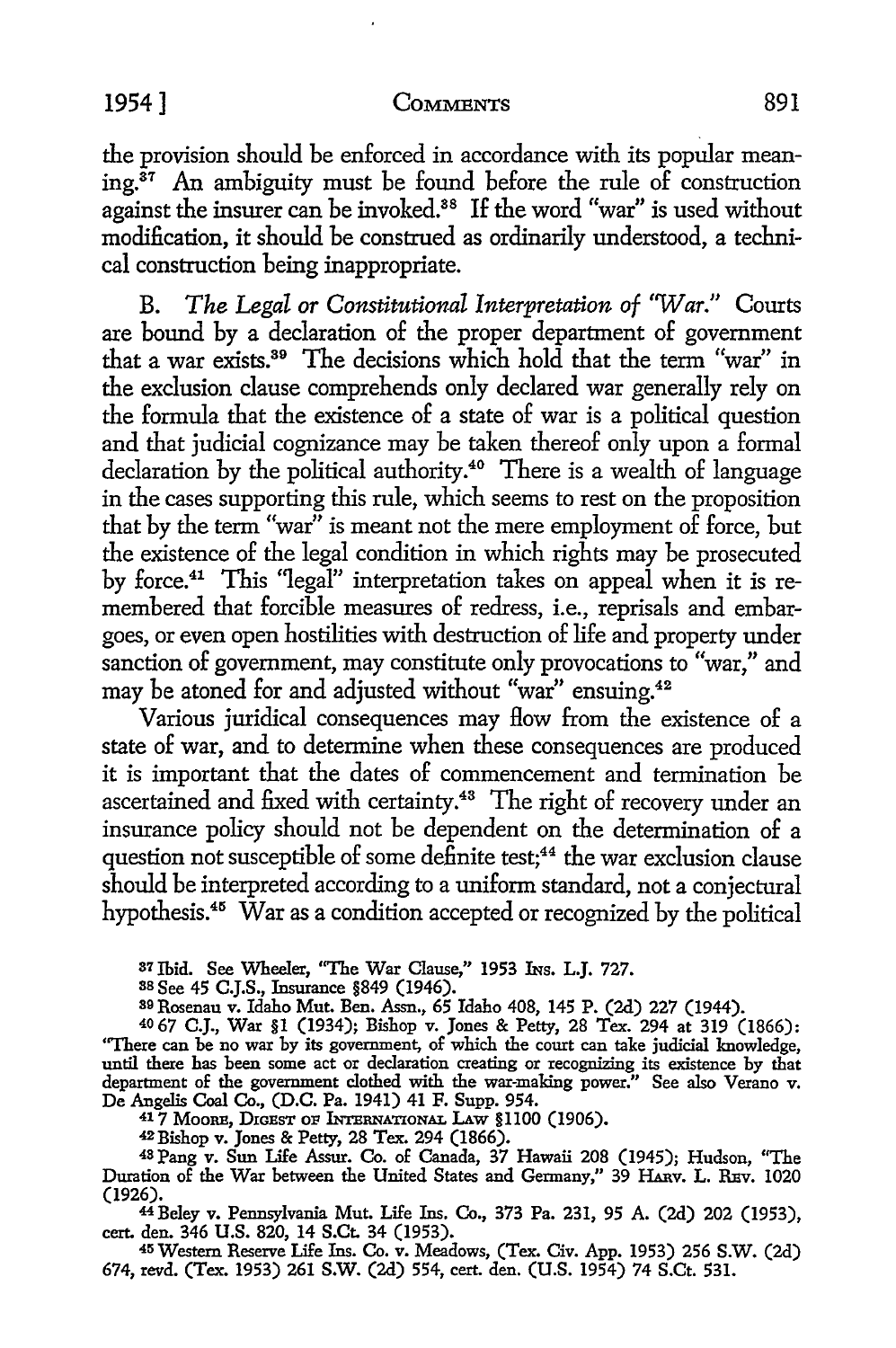the provision should be enforced in accordance with its popular meaning.[37] An ambiguity must be found before the rule of construction against the insurer can be invoked.[38] If the word "war" is used without modification, it should be construed as ordinarily understood, a technical construction being inappropriate.

B. *The Legal or Constitutional Interpretation of "War."* Courts are bound by a declaration of the proper department of government that a war exists.[39] The decisions which hold that the term "war" in the exclusion clause comprehends only declared war generally rely on the formula that the existence of a state of war is a political question and that judicial cognizance may be taken thereof only upon a formal declaration by the political authority.[40] There is a wealth of language in the cases supporting this rule, which seems to rest on the proposition that by the term "war" is meant not the mere employment of force, but the existence of the legal condition in which rights may be prosecuted by force.[41] This "legal" interpretation takes on appeal when it is remembered that forcible measures of redress, i.e., reprisals and embargoes, or even open hostilities with destruction of life and property under sanction of government, may constitute only provocations to "war," and may be atoned for and adjusted without "war" ensuing.[42]

Various juridical consequences may flow from the existence of a state of war, and to determine when these consequences are produced it is important that the dates of commencement and termination be ascertained and fixed with certainty.[43] The right of recovery under an insurance policy should not be dependent on the determination of a question not susceptible of some definite test;[44] the war exclusion clause should be interpreted according to a uniform standard, not a conjectural hypothesis.[45] War as a condition accepted or recognized by the political

---

[37] Ibid. See Wheeler, "The War Clause," 1953 INS. L.J. 727.

[38] See 45 C.J.S., Insurance §849 (1946).

[39] Rosenau v. Idaho Mut. Ben. Assn., 65 Idaho 408, 145 P. (2d) 227 (1944).

[40] 67 C.J., War §1 (1934); Bishop v. Jones & Petty, 28 Tex. 294 at 319 (1866): "There can be no war by its government, of which the court can take judicial knowledge, until there has been some act or declaration creating or recognizing its existence by that department of the government clothed with the war-making power." See also Verano v. De Angelis Coal Co., (D.C. Pa. 1941) 41 F. Supp. 954.

[41] 7 MOORE, DIGEST OF INTERNATIONAL LAW §1100 (1906).

[42] Bishop v. Jones & Petty, 28 Tex. 294 (1866).

[43] Pang v. Sun Life Assur. Co. of Canada, 37 Hawaii 208 (1945); Hudson, "The Duration of the War between the United States and Germany," 39 HARV. L. REV. 1020 (1926).

[44] Beley v. Pennsylvania Mut. Life Ins. Co., 373 Pa. 231, 95 A. (2d) 202 (1953), cert. den. 346 U.S. 820, 14 S.Ct. 34 (1953).

[45] Western Reserve Life Ins. Co. v. Meadows, (Tex. Civ. App. 1953) 256 S.W. (2d) 674, revd. (Tex. 1953) 261 S.W. (2d) 554, cert. den. (U.S. 1954) 74 S.Ct. 531.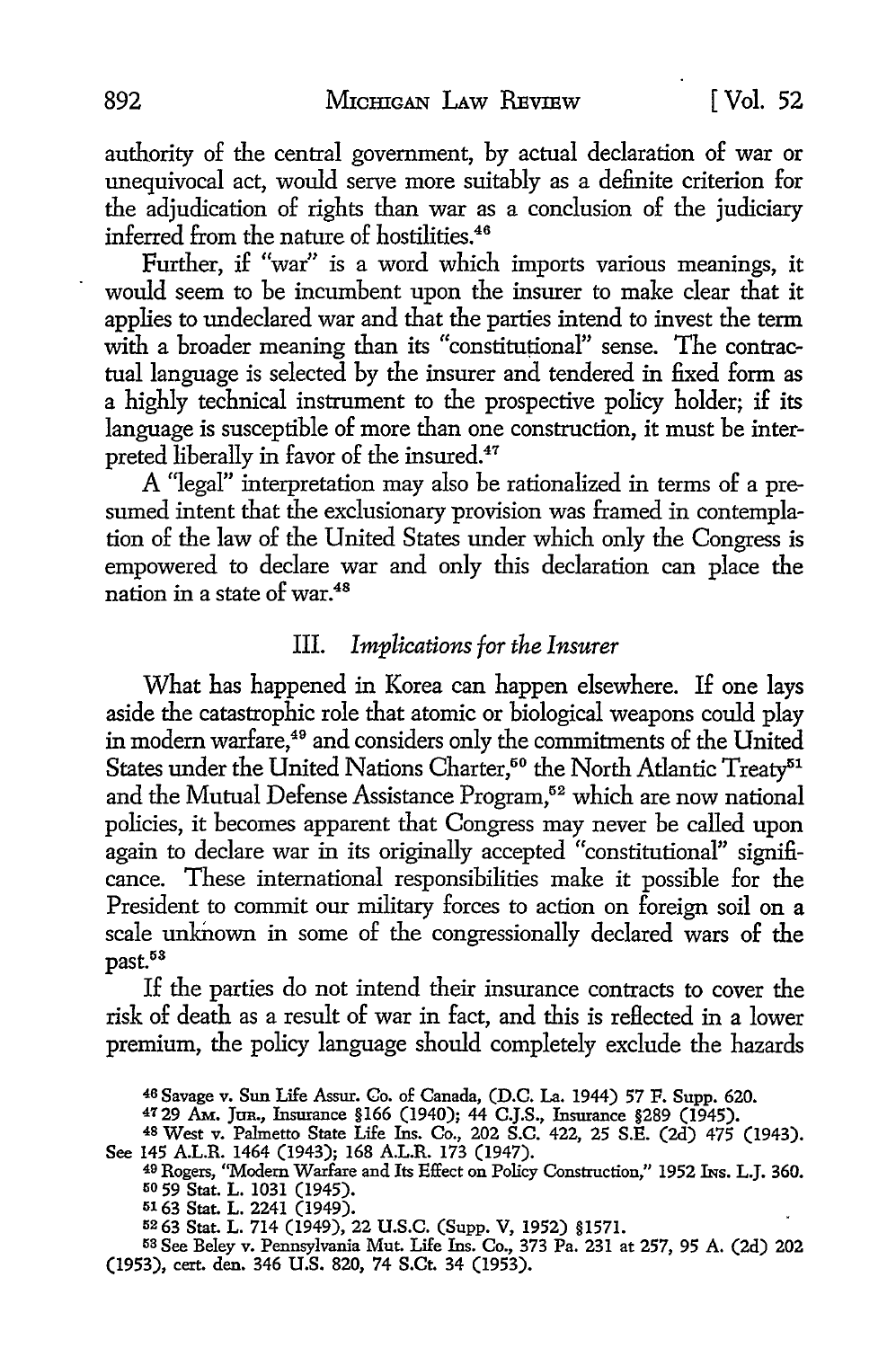authority of the central government, by actual declaration of war or unequivocal act, would serve more suitably as a definite criterion for the adjudication of rights than war as a conclusion of the judiciary inferred from the nature of hostilities.[46]

Further, if "war" is a word which imports various meanings, it would seem to be incumbent upon the insurer to make clear that it applies to undeclared war and that the parties intend to invest the term with a broader meaning than its "constitutional" sense. The contractual language is selected by the insurer and tendered in fixed form as a highly technical instrument to the prospective policy holder; if its language is susceptible of more than one construction, it must be interpreted liberally in favor of the insured.[47]

A "legal" interpretation may also be rationalized in terms of a presumed intent that the exclusionary provision was framed in contemplation of the law of the United States under which only the Congress is empowered to declare war and only this declaration can place the nation in a state of war.[48]

## III. *Implications for the Insurer*

What has happened in Korea can happen elsewhere. If one lays aside the catastrophic role that atomic or biological weapons could play in modern warfare,[49] and considers only the commitments of the United States under the United Nations Charter,[50] the North Atlantic Treaty[51] and the Mutual Defense Assistance Program,[52] which are now national policies, it becomes apparent that Congress may never be called upon again to declare war in its originally accepted "constitutional" significance. These international responsibilities make it possible for the President to commit our military forces to action on foreign soil on a scale unknown in some of the congressionally declared wars of the past.[53]

If the parties do not intend their insurance contracts to cover the risk of death as a result of war in fact, and this is reflected in a lower premium, the policy language should completely exclude the hazards

---

[46] Savage v. Sun Life Assur. Co. of Canada, (D.C. La. 1944) 57 F. Supp. 620.

[47] 29 Am. Jur., Insurance §166 (1940); 44 C.J.S., Insurance §289 (1945).

[48] West v. Palmetto State Life Ins. Co., 202 S.C. 422, 25 S.E. (2d) 475 (1943). See 145 A.L.R. 1464 (1943); 168 A.L.R. 173 (1947).

[49] Rogers, "Modern Warfare and Its Effect on Policy Construction," 1952 Ins. L.J. 360.

[50] 59 Stat. L. 1031 (1945).

[51] 63 Stat. L. 2241 (1949).

[52] 63 Stat. L. 714 (1949), 22 U.S.C. (Supp. V, 1952) §1571.

[53] See Beley v. Pennsylvania Mut. Life Ins. Co., 373 Pa. 231 at 257, 95 A. (2d) 202 (1953), cert. den. 346 U.S. 820, 74 S.Ct. 34 (1953).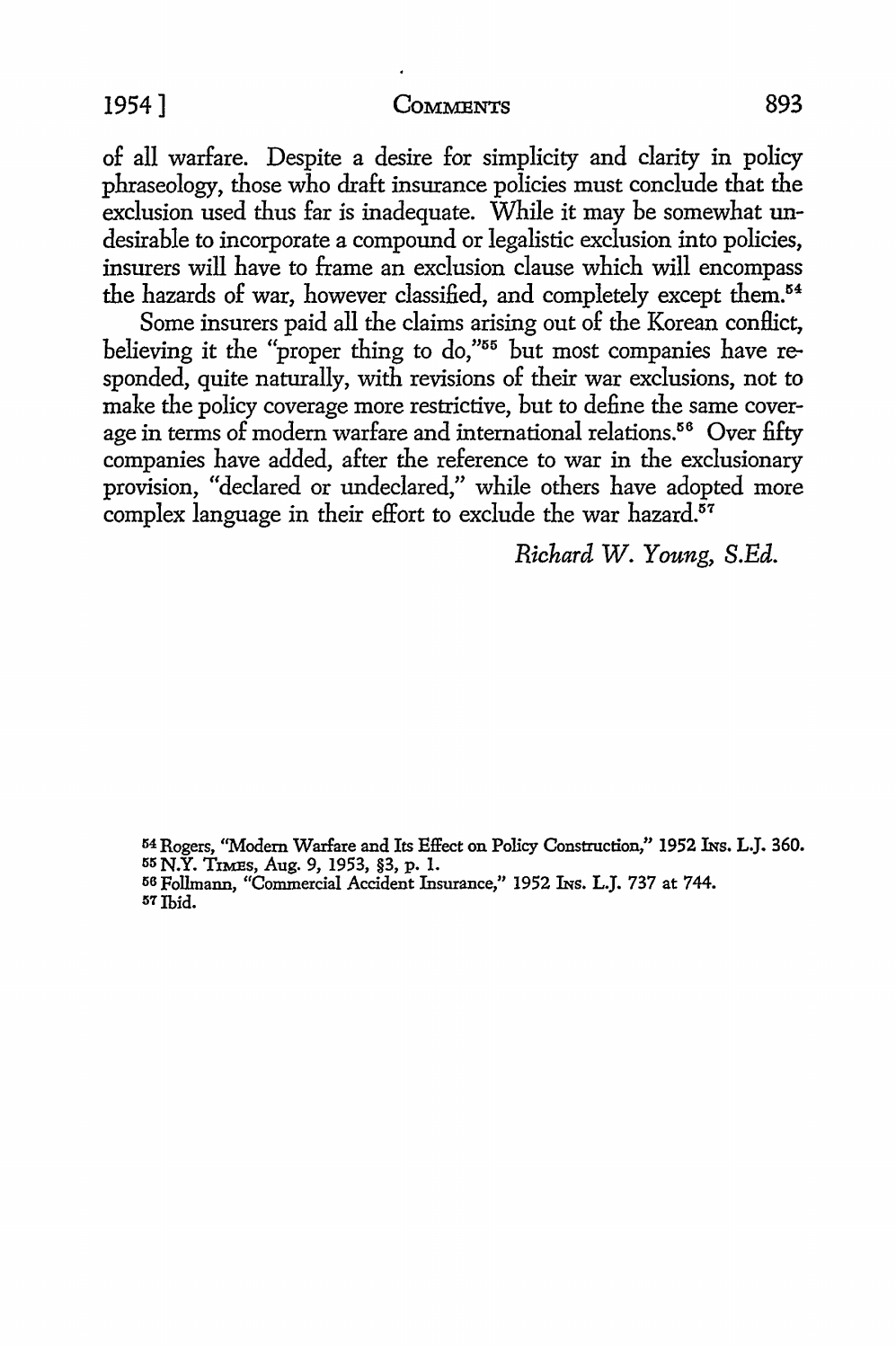of all warfare. Despite a desire for simplicity and clarity in policy phraseology, those who draft insurance policies must conclude that the exclusion used thus far is inadequate. While it may be somewhat undesirable to incorporate a compound or legalistic exclusion into policies, insurers will have to frame an exclusion clause which will encompass the hazards of war, however classified, and completely except them.[54]

Some insurers paid all the claims arising out of the Korean conflict, believing it the "proper thing to do,"[55] but most companies have responded, quite naturally, with revisions of their war exclusions, not to make the policy coverage more restrictive, but to define the same coverage in terms of modern warfare and international relations.[56] Over fifty companies have added, after the reference to war in the exclusionary provision, "declared or undeclared," while others have adopted more complex language in their effort to exclude the war hazard.[57]

*Richard W. Young, S.Ed.*

---

[54] Rogers, "Modern Warfare and Its Effect on Policy Construction," 1952 Ins. L.J. 360.
[55] N.Y. Times, Aug. 9, 1953, §3, p. 1.
[56] Follmann, "Commercial Accident Insurance," 1952 Ins. L.J. 737 at 744.
[57] Ibid.